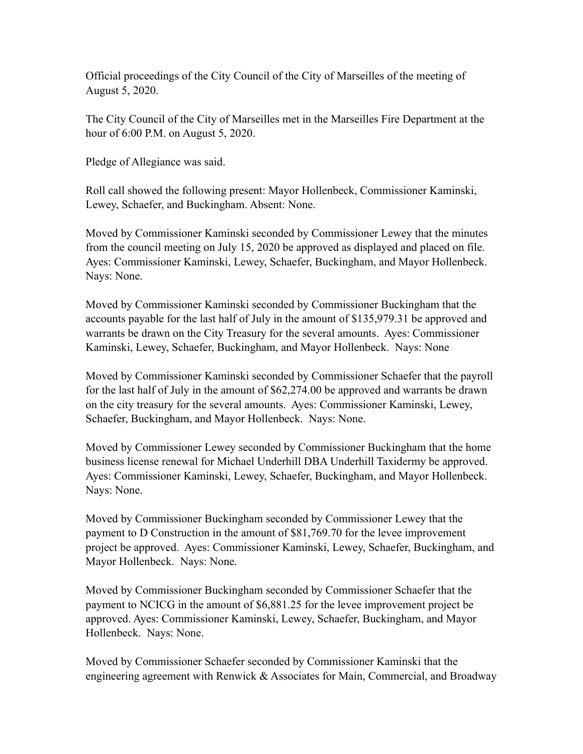Official proceedings of the City Council of the City of Marseilles of the meeting of August 5, 2020.

The City Council of the City of Marseilles met in the Marseilles Fire Department at the hour of 6:00 P.M. on August 5, 2020.

Pledge of Allegiance was said.

Roll call showed the following present: Mayor Hollenbeck, Commissioner Kaminski, Lewey, Schaefer, and Buckingham. Absent: None.

Moved by Commissioner Kaminski seconded by Commissioner Lewey that the minutes from the council meeting on July 15, 2020 be approved as displayed and placed on file. Ayes: Commissioner Kaminski, Lewey, Schaefer, Buckingham, and Mayor Hollenbeck. Nays: None.

Moved by Commissioner Kaminski seconded by Commissioner Buckingham that the accounts payable for the last half of July in the amount of $135,979.31 be approved and warrants be drawn on the City Treasury for the several amounts. Ayes: Commissioner Kaminski, Lewey, Schaefer, Buckingham, and Mayor Hollenbeck. Nays: None

Moved by Commissioner Kaminski seconded by Commissioner Schaefer that the payroll for the last half of July in the amount of $62,274.00 be approved and warrants be drawn on the city treasury for the several amounts. Ayes: Commissioner Kaminski, Lewey, Schaefer, Buckingham, and Mayor Hollenbeck. Nays: None.

Moved by Commissioner Lewey seconded by Commissioner Buckingham that the home business license renewal for Michael Underhill DBA Underhill Taxidermy be approved. Ayes: Commissioner Kaminski, Lewey, Schaefer, Buckingham, and Mayor Hollenbeck. Nays: None.

Moved by Commissioner Buckingham seconded by Commissioner Lewey that the payment to D Construction in the amount of $81,769.70 for the levee improvement project be approved. Ayes: Commissioner Kaminski, Lewey, Schaefer, Buckingham, and Mayor Hollenbeck. Nays: None.

Moved by Commissioner Buckingham seconded by Commissioner Schaefer that the payment to NCICG in the amount of $6,881.25 for the levee improvement project be approved. Ayes: Commissioner Kaminski, Lewey, Schaefer, Buckingham, and Mayor Hollenbeck. Nays: None.

Moved by Commissioner Schaefer seconded by Commissioner Kaminski that the engineering agreement with Renwick & Associates for Main, Commercial, and Broadway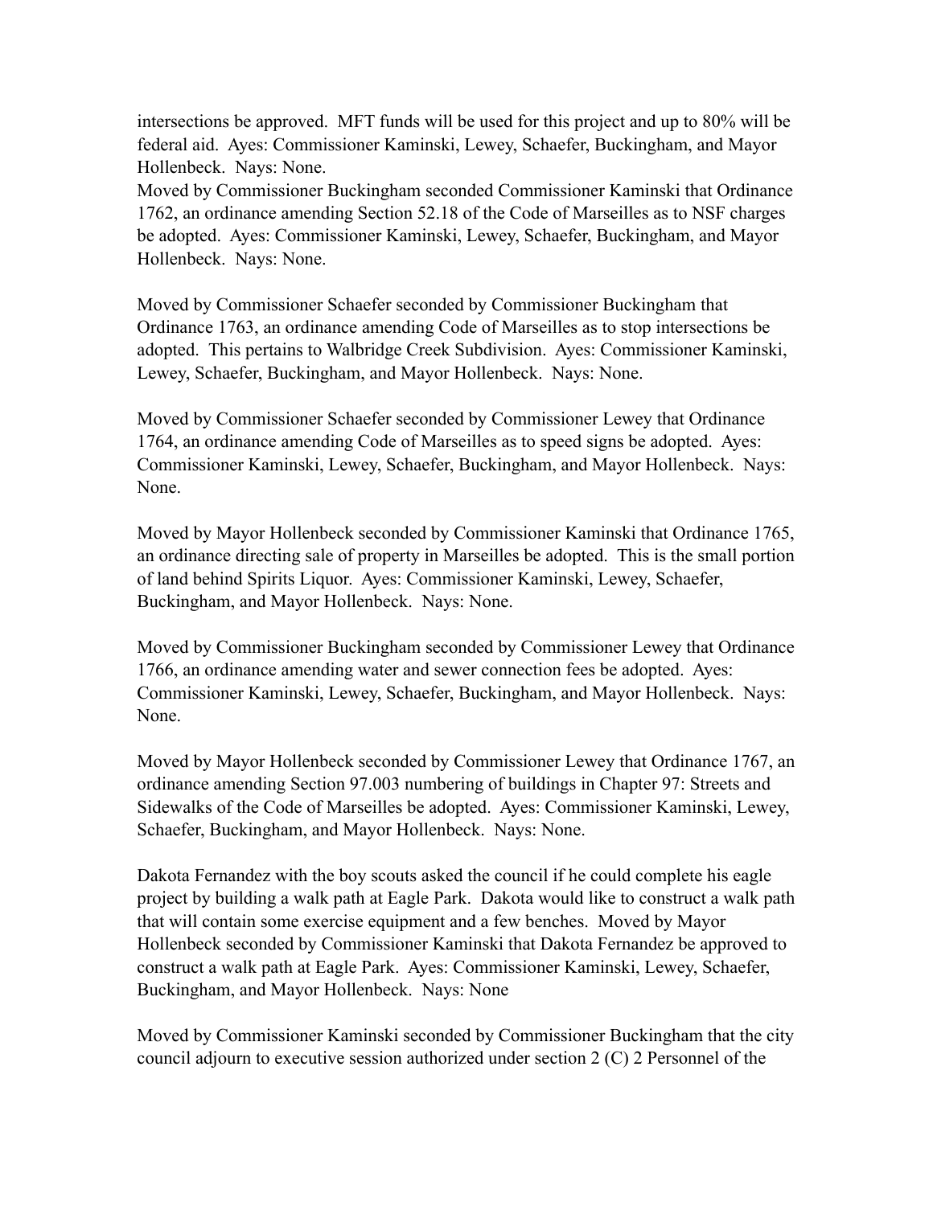intersections be approved. MFT funds will be used for this project and up to 80% will be federal aid. Ayes: Commissioner Kaminski, Lewey, Schaefer, Buckingham, and Mayor Hollenbeck. Nays: None.

Moved by Commissioner Buckingham seconded Commissioner Kaminski that Ordinance 1762, an ordinance amending Section 52.18 of the Code of Marseilles as to NSF charges be adopted. Ayes: Commissioner Kaminski, Lewey, Schaefer, Buckingham, and Mayor Hollenbeck. Nays: None.

Moved by Commissioner Schaefer seconded by Commissioner Buckingham that Ordinance 1763, an ordinance amending Code of Marseilles as to stop intersections be adopted. This pertains to Walbridge Creek Subdivision. Ayes: Commissioner Kaminski, Lewey, Schaefer, Buckingham, and Mayor Hollenbeck. Nays: None.

Moved by Commissioner Schaefer seconded by Commissioner Lewey that Ordinance 1764, an ordinance amending Code of Marseilles as to speed signs be adopted. Ayes: Commissioner Kaminski, Lewey, Schaefer, Buckingham, and Mayor Hollenbeck. Nays: None.

Moved by Mayor Hollenbeck seconded by Commissioner Kaminski that Ordinance 1765, an ordinance directing sale of property in Marseilles be adopted. This is the small portion of land behind Spirits Liquor. Ayes: Commissioner Kaminski, Lewey, Schaefer, Buckingham, and Mayor Hollenbeck. Nays: None.

Moved by Commissioner Buckingham seconded by Commissioner Lewey that Ordinance 1766, an ordinance amending water and sewer connection fees be adopted. Ayes: Commissioner Kaminski, Lewey, Schaefer, Buckingham, and Mayor Hollenbeck. Nays: None.

Moved by Mayor Hollenbeck seconded by Commissioner Lewey that Ordinance 1767, an ordinance amending Section 97.003 numbering of buildings in Chapter 97: Streets and Sidewalks of the Code of Marseilles be adopted. Ayes: Commissioner Kaminski, Lewey, Schaefer, Buckingham, and Mayor Hollenbeck. Nays: None.

Dakota Fernandez with the boy scouts asked the council if he could complete his eagle project by building a walk path at Eagle Park. Dakota would like to construct a walk path that will contain some exercise equipment and a few benches. Moved by Mayor Hollenbeck seconded by Commissioner Kaminski that Dakota Fernandez be approved to construct a walk path at Eagle Park. Ayes: Commissioner Kaminski, Lewey, Schaefer, Buckingham, and Mayor Hollenbeck. Nays: None

Moved by Commissioner Kaminski seconded by Commissioner Buckingham that the city council adjourn to executive session authorized under section 2 (C) 2 Personnel of the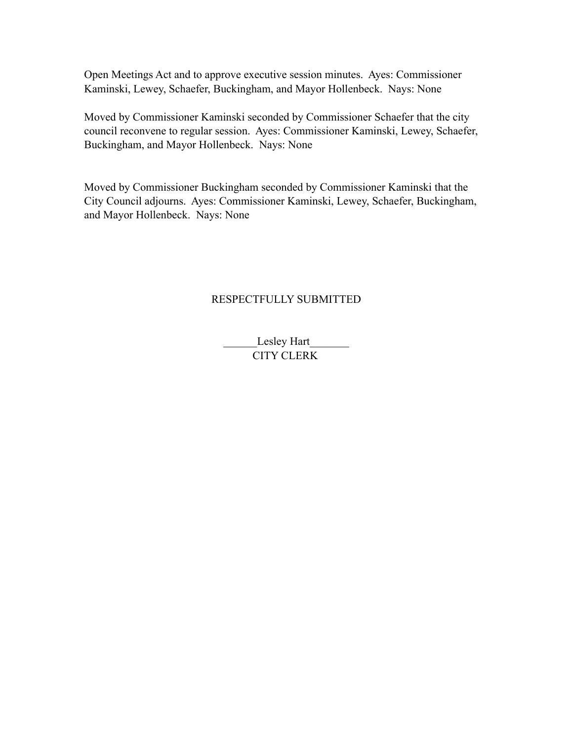Open Meetings Act and to approve executive session minutes. Ayes: Commissioner Kaminski, Lewey, Schaefer, Buckingham, and Mayor Hollenbeck. Nays: None

Moved by Commissioner Kaminski seconded by Commissioner Schaefer that the city council reconvene to regular session. Ayes: Commissioner Kaminski, Lewey, Schaefer, Buckingham, and Mayor Hollenbeck. Nays: None

Moved by Commissioner Buckingham seconded by Commissioner Kaminski that the City Council adjourns. Ayes: Commissioner Kaminski, Lewey, Schaefer, Buckingham, and Mayor Hollenbeck. Nays: None

RESPECTFULLY SUBMITTED

______Lesley Hart_______
CITY CLERK